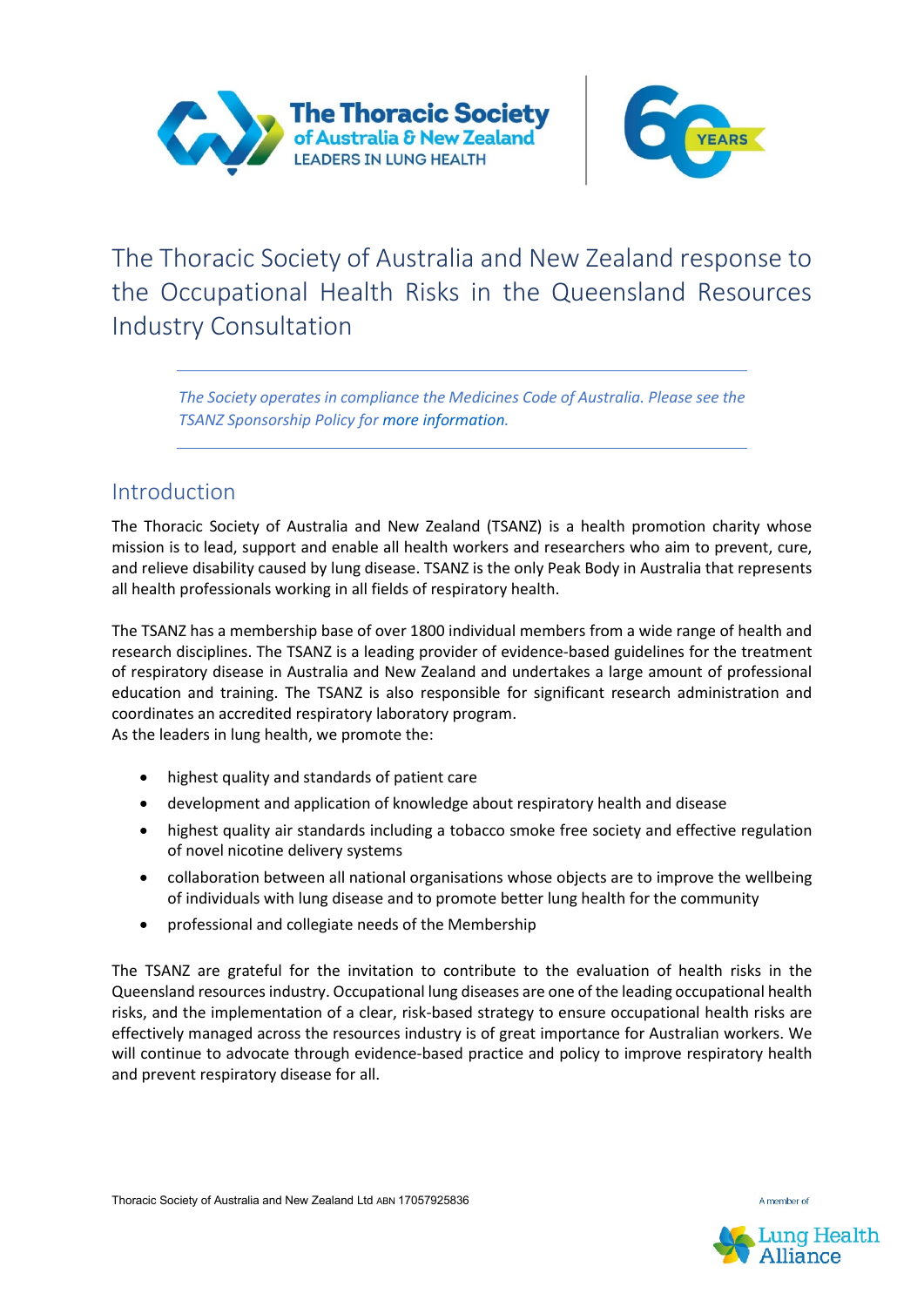# The Thoracic Society of Australia and New Zealand response to the Occupational Health Risks in the Queensland Resources Industry Consultation

*The Society operates in compliance the Medicines Code of Australia. Please see the TSANZ Sponsorship Policy for more information.*

## Introduction

The Thoracic Society of Australia and New Zealand (TSANZ) is a health promotion charity whose mission is to lead, support and enable all health workers and researchers who aim to prevent, cure, and relieve disability caused by lung disease. TSANZ is the only Peak Body in Australia that represents all health professionals working in all fields of respiratory health.

The TSANZ has a membership base of over 1800 individual members from a wide range of health and research disciplines. The TSANZ is a leading provider of evidence-based guidelines for the treatment of respiratory disease in Australia and New Zealand and undertakes a large amount of professional education and training. The TSANZ is also responsible for significant research administration and coordinates an accredited respiratory laboratory program.
As the leaders in lung health, we promote the:

- highest quality and standards of patient care
- development and application of knowledge about respiratory health and disease
- highest quality air standards including a tobacco smoke free society and effective regulation of novel nicotine delivery systems
- collaboration between all national organisations whose objects are to improve the wellbeing of individuals with lung disease and to promote better lung health for the community
- professional and collegiate needs of the Membership

The TSANZ are grateful for the invitation to contribute to the evaluation of health risks in the Queensland resources industry. Occupational lung diseases are one of the leading occupational health risks, and the implementation of a clear, risk-based strategy to ensure occupational health risks are effectively managed across the resources industry is of great importance for Australian workers. We will continue to advocate through evidence-based practice and policy to improve respiratory health and prevent respiratory disease for all.

Thoracic Society of Australia and New Zealand Ltd ABN 17057925836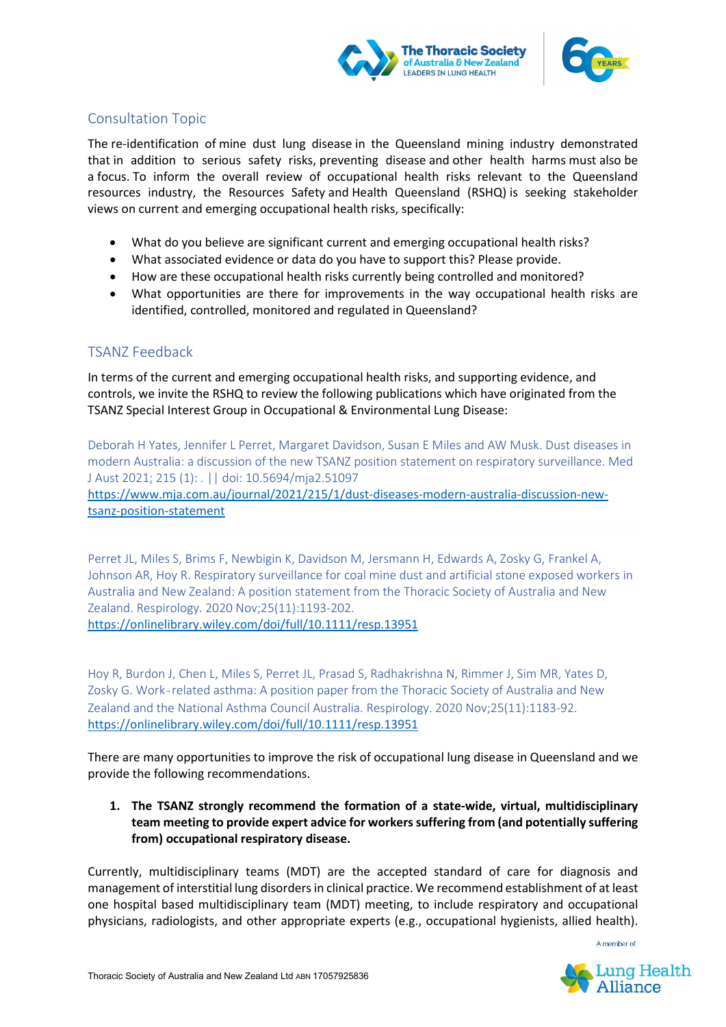## Consultation Topic

The re-identification of mine dust lung disease in the Queensland mining industry demonstrated that in addition to serious safety risks, preventing disease and other health harms must also be a focus. To inform the overall review of occupational health risks relevant to the Queensland resources industry, the Resources Safety and Health Queensland (RSHQ) is seeking stakeholder views on current and emerging occupational health risks, specifically:

- What do you believe are significant current and emerging occupational health risks?
- What associated evidence or data do you have to support this? Please provide.
- How are these occupational health risks currently being controlled and monitored?
- What opportunities are there for improvements in the way occupational health risks are identified, controlled, monitored and regulated in Queensland?

## TSANZ Feedback

In terms of the current and emerging occupational health risks, and supporting evidence, and controls, we invite the RSHQ to review the following publications which have originated from the TSANZ Special Interest Group in Occupational & Environmental Lung Disease:

Deborah H Yates, Jennifer L Perret, Margaret Davidson, Susan E Miles and AW Musk. Dust diseases in modern Australia: a discussion of the new TSANZ position statement on respiratory surveillance. Med J Aust 2021; 215 (1): . || doi: 10.5694/mja2.51097
https://www.mja.com.au/journal/2021/215/1/dust-diseases-modern-australia-discussion-new-tsanz-position-statement

Perret JL, Miles S, Brims F, Newbigin K, Davidson M, Jersmann H, Edwards A, Zosky G, Frankel A, Johnson AR, Hoy R. Respiratory surveillance for coal mine dust and artificial stone exposed workers in Australia and New Zealand: A position statement from the Thoracic Society of Australia and New Zealand. Respirology. 2020 Nov;25(11):1193-202.
https://onlinelibrary.wiley.com/doi/full/10.1111/resp.13951

Hoy R, Burdon J, Chen L, Miles S, Perret JL, Prasad S, Radhakrishna N, Rimmer J, Sim MR, Yates D, Zosky G. Work‐related asthma: A position paper from the Thoracic Society of Australia and New Zealand and the National Asthma Council Australia. Respirology. 2020 Nov;25(11):1183-92.
https://onlinelibrary.wiley.com/doi/full/10.1111/resp.13951

There are many opportunities to improve the risk of occupational lung disease in Queensland and we provide the following recommendations.

1. **The TSANZ strongly recommend the formation of a state-wide, virtual, multidisciplinary team meeting to provide expert advice for workers suffering from (and potentially suffering from) occupational respiratory disease.**

Currently, multidisciplinary teams (MDT) are the accepted standard of care for diagnosis and management of interstitial lung disorders in clinical practice. We recommend establishment of at least one hospital based multidisciplinary team (MDT) meeting, to include respiratory and occupational physicians, radiologists, and other appropriate experts (e.g., occupational hygienists, allied health).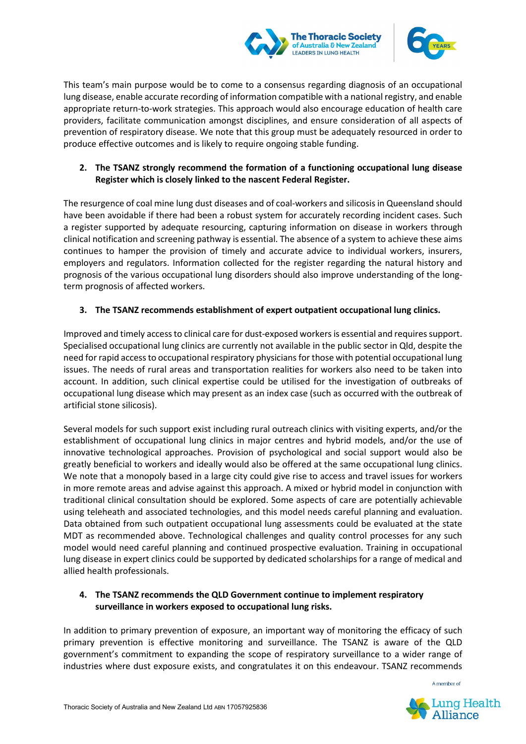This team's main purpose would be to come to a consensus regarding diagnosis of an occupational lung disease, enable accurate recording of information compatible with a national registry, and enable appropriate return-to-work strategies. This approach would also encourage education of health care providers, facilitate communication amongst disciplines, and ensure consideration of all aspects of prevention of respiratory disease. We note that this group must be adequately resourced in order to produce effective outcomes and is likely to require ongoing stable funding.

2. **The TSANZ strongly recommend the formation of a functioning occupational lung disease Register which is closely linked to the nascent Federal Register.**

The resurgence of coal mine lung dust diseases and of coal-workers and silicosis in Queensland should have been avoidable if there had been a robust system for accurately recording incident cases. Such a register supported by adequate resourcing, capturing information on disease in workers through clinical notification and screening pathway is essential. The absence of a system to achieve these aims continues to hamper the provision of timely and accurate advice to individual workers, insurers, employers and regulators. Information collected for the register regarding the natural history and prognosis of the various occupational lung disorders should also improve understanding of the long-term prognosis of affected workers.

3. **The TSANZ recommends establishment of expert outpatient occupational lung clinics.**

Improved and timely access to clinical care for dust-exposed workers is essential and requires support. Specialised occupational lung clinics are currently not available in the public sector in Qld, despite the need for rapid access to occupational respiratory physicians for those with potential occupational lung issues. The needs of rural areas and transportation realities for workers also need to be taken into account. In addition, such clinical expertise could be utilised for the investigation of outbreaks of occupational lung disease which may present as an index case (such as occurred with the outbreak of artificial stone silicosis).

Several models for such support exist including rural outreach clinics with visiting experts, and/or the establishment of occupational lung clinics in major centres and hybrid models, and/or the use of innovative technological approaches. Provision of psychological and social support would also be greatly beneficial to workers and ideally would also be offered at the same occupational lung clinics. We note that a monopoly based in a large city could give rise to access and travel issues for workers in more remote areas and advise against this approach. A mixed or hybrid model in conjunction with traditional clinical consultation should be explored. Some aspects of care are potentially achievable using teleheath and associated technologies, and this model needs careful planning and evaluation. Data obtained from such outpatient occupational lung assessments could be evaluated at the state MDT as recommended above. Technological challenges and quality control processes for any such model would need careful planning and continued prospective evaluation. Training in occupational lung disease in expert clinics could be supported by dedicated scholarships for a range of medical and allied health professionals.

4. **The TSANZ recommends the QLD Government continue to implement respiratory surveillance in workers exposed to occupational lung risks.**

In addition to primary prevention of exposure, an important way of monitoring the efficacy of such primary prevention is effective monitoring and surveillance. The TSANZ is aware of the QLD government's commitment to expanding the scope of respiratory surveillance to a wider range of industries where dust exposure exists, and congratulates it on this endeavour. TSANZ recommends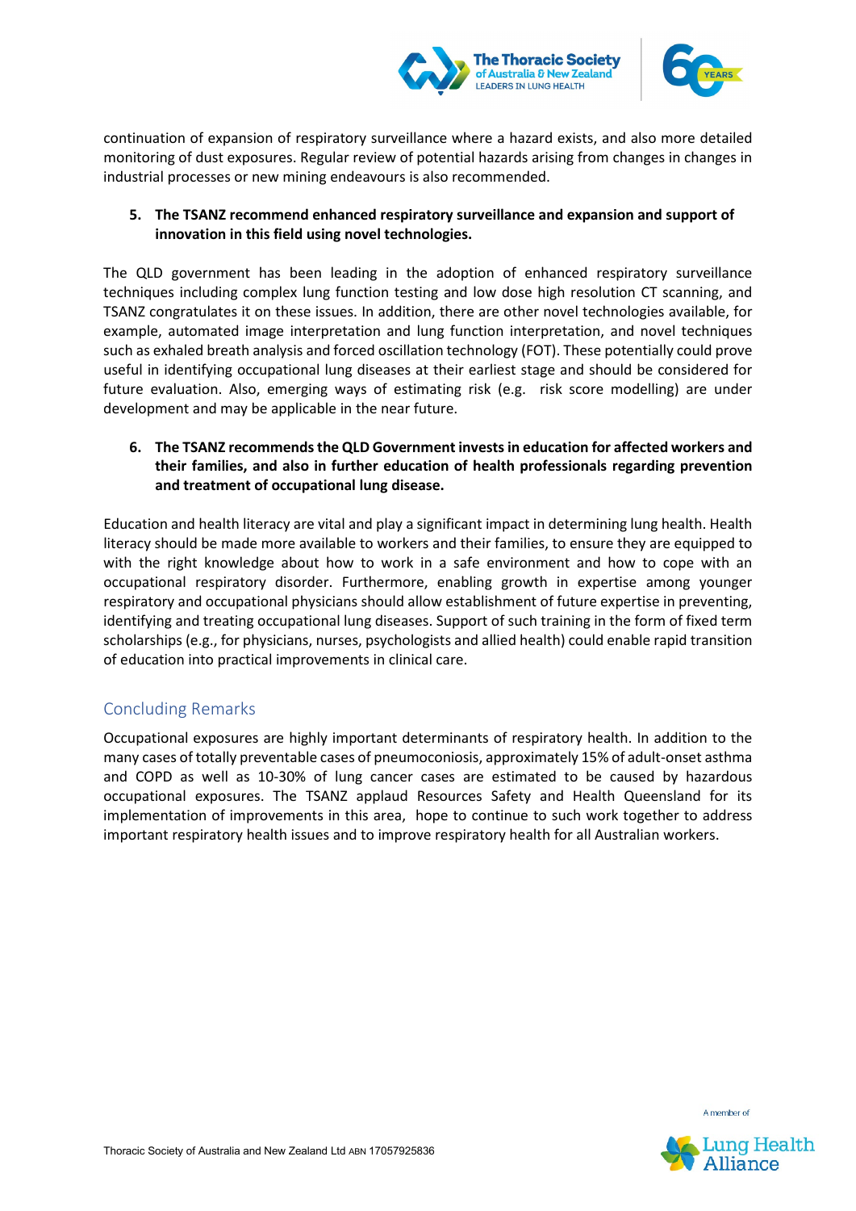continuation of expansion of respiratory surveillance where a hazard exists, and also more detailed monitoring of dust exposures. Regular review of potential hazards arising from changes in changes in industrial processes or new mining endeavours is also recommended.

5. **The TSANZ recommend enhanced respiratory surveillance and expansion and support of innovation in this field using novel technologies.**

The QLD government has been leading in the adoption of enhanced respiratory surveillance techniques including complex lung function testing and low dose high resolution CT scanning, and TSANZ congratulates it on these issues. In addition, there are other novel technologies available, for example, automated image interpretation and lung function interpretation, and novel techniques such as exhaled breath analysis and forced oscillation technology (FOT). These potentially could prove useful in identifying occupational lung diseases at their earliest stage and should be considered for future evaluation. Also, emerging ways of estimating risk (e.g. risk score modelling) are under development and may be applicable in the near future.

6. **The TSANZ recommends the QLD Government invests in education for affected workers and their families, and also in further education of health professionals regarding prevention and treatment of occupational lung disease.**

Education and health literacy are vital and play a significant impact in determining lung health. Health literacy should be made more available to workers and their families, to ensure they are equipped to with the right knowledge about how to work in a safe environment and how to cope with an occupational respiratory disorder. Furthermore, enabling growth in expertise among younger respiratory and occupational physicians should allow establishment of future expertise in preventing, identifying and treating occupational lung diseases. Support of such training in the form of fixed term scholarships (e.g., for physicians, nurses, psychologists and allied health) could enable rapid transition of education into practical improvements in clinical care.

## Concluding Remarks

Occupational exposures are highly important determinants of respiratory health. In addition to the many cases of totally preventable cases of pneumoconiosis, approximately 15% of adult-onset asthma and COPD as well as 10-30% of lung cancer cases are estimated to be caused by hazardous occupational exposures. The TSANZ applaud Resources Safety and Health Queensland for its implementation of improvements in this area, hope to continue to such work together to address important respiratory health issues and to improve respiratory health for all Australian workers.